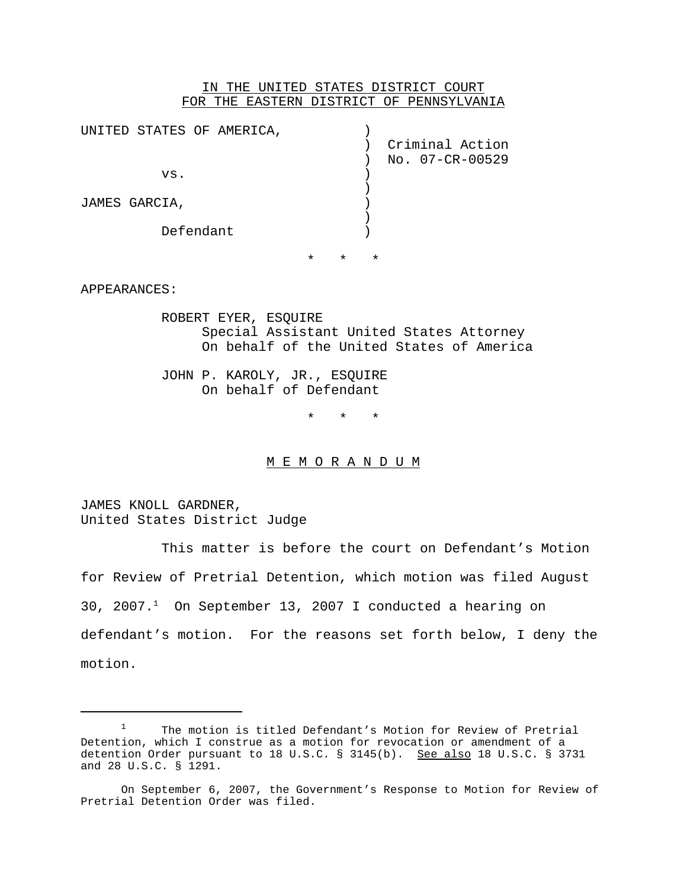IN THE UNITED STATES DISTRICT COURT
FOR THE EASTERN DISTRICT OF PENNSYLVANIA

| | |
|---|---|
| UNITED STATES OF AMERICA, | ) |
| | ) Criminal Action |
| | ) No. 07-CR-00529 |
| vs. | ) |
| | ) |
| JAMES GARCIA, | ) |
| | ) |
| Defendant | ) |

\*   \*   \*

APPEARANCES:

ROBERT EYER, ESQUIRE
Special Assistant United States Attorney
On behalf of the United States of America

JOHN P. KAROLY, JR., ESQUIRE
On behalf of Defendant

\*   \*   \*

# M E M O R A N D U M

JAMES KNOLL GARDNER,
United States District Judge

This matter is before the court on Defendant's Motion for Review of Pretrial Detention, which motion was filed August 30, 2007.[1] On September 13, 2007 I conducted a hearing on defendant's motion. For the reasons set forth below, I deny the motion.

---

[1] The motion is titled Defendant's Motion for Review of Pretrial Detention, which I construe as a motion for revocation or amendment of a detention Order pursuant to 18 U.S.C. § 3145(b). See also 18 U.S.C. § 3731 and 28 U.S.C. § 1291.

On September 6, 2007, the Government's Response to Motion for Review of Pretrial Detention Order was filed.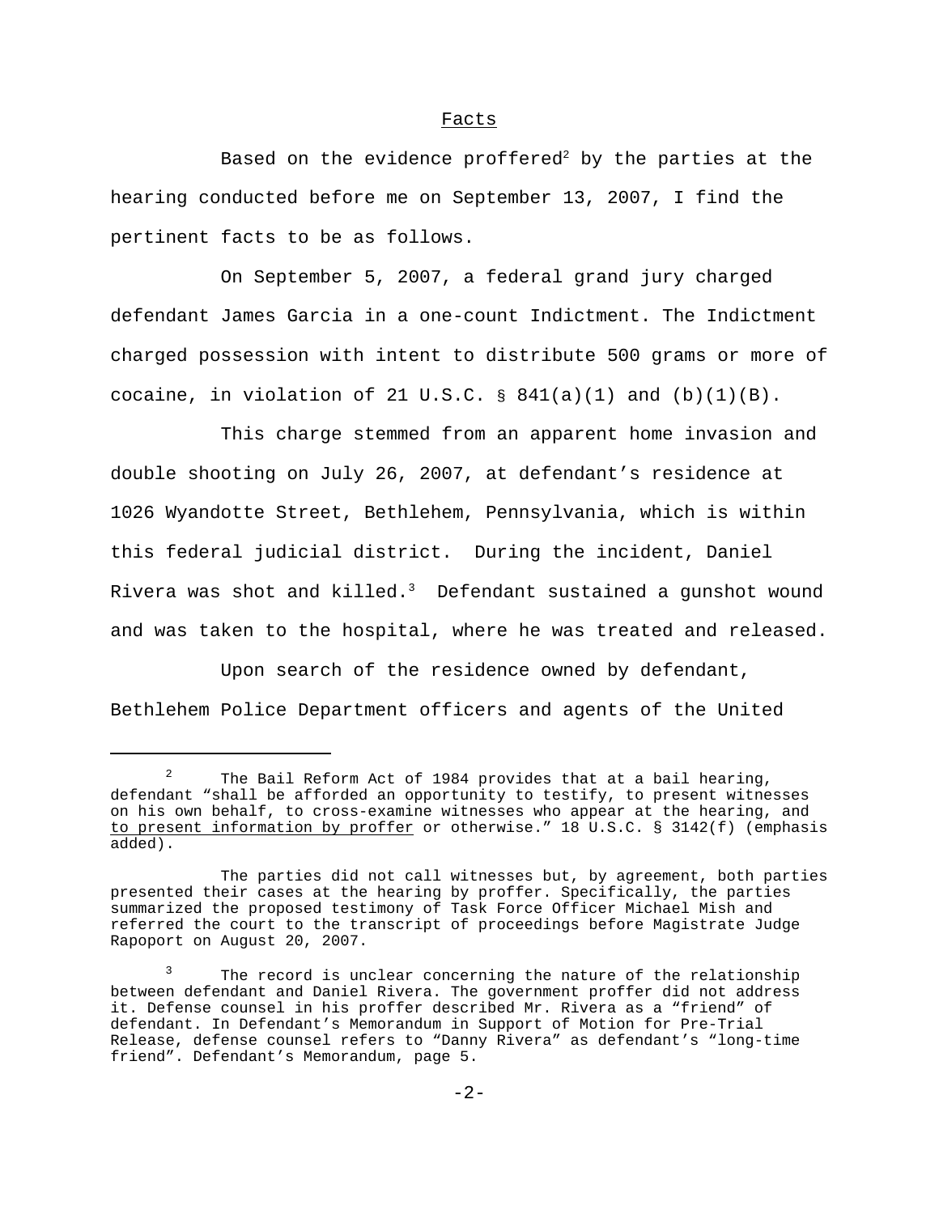## Facts

Based on the evidence proffered[2] by the parties at the hearing conducted before me on September 13, 2007, I find the pertinent facts to be as follows.

On September 5, 2007, a federal grand jury charged defendant James Garcia in a one-count Indictment. The Indictment charged possession with intent to distribute 500 grams or more of cocaine, in violation of 21 U.S.C. § 841(a)(1) and (b)(1)(B).

This charge stemmed from an apparent home invasion and double shooting on July 26, 2007, at defendant's residence at 1026 Wyandotte Street, Bethlehem, Pennsylvania, which is within this federal judicial district. During the incident, Daniel Rivera was shot and killed.[3] Defendant sustained a gunshot wound and was taken to the hospital, where he was treated and released.

Upon search of the residence owned by defendant, Bethlehem Police Department officers and agents of the United

---

[2] The Bail Reform Act of 1984 provides that at a bail hearing, defendant "shall be afforded an opportunity to testify, to present witnesses on his own behalf, to cross-examine witnesses who appear at the hearing, and <u>to present information by proffer</u> or otherwise." 18 U.S.C. § 3142(f) (emphasis added).

The parties did not call witnesses but, by agreement, both parties presented their cases at the hearing by proffer. Specifically, the parties summarized the proposed testimony of Task Force Officer Michael Mish and referred the court to the transcript of proceedings before Magistrate Judge Rapoport on August 20, 2007.

[3] The record is unclear concerning the nature of the relationship between defendant and Daniel Rivera. The government proffer did not address it. Defense counsel in his proffer described Mr. Rivera as a "friend" of defendant. In Defendant's Memorandum in Support of Motion for Pre-Trial Release, defense counsel refers to "Danny Rivera" as defendant's "long-time friend". Defendant's Memorandum, page 5.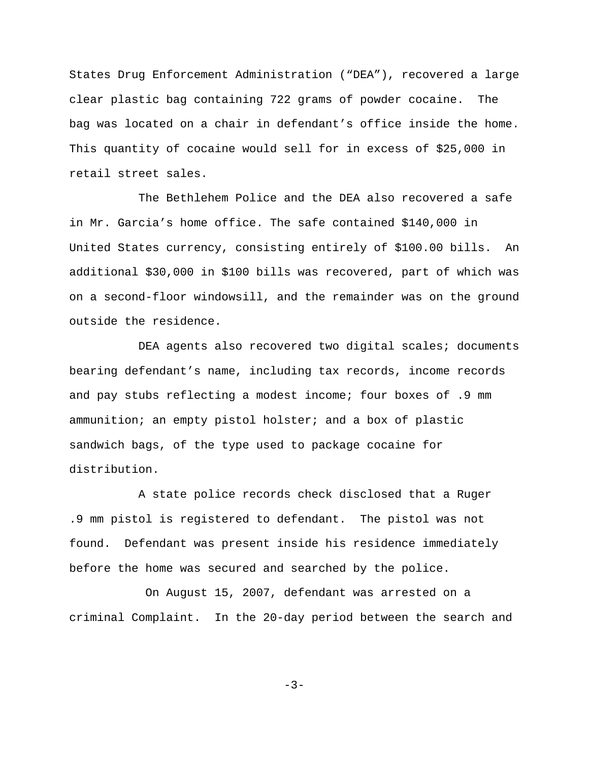States Drug Enforcement Administration ("DEA"), recovered a large clear plastic bag containing 722 grams of powder cocaine. The bag was located on a chair in defendant's office inside the home. This quantity of cocaine would sell for in excess of $25,000 in retail street sales.

The Bethlehem Police and the DEA also recovered a safe in Mr. Garcia's home office. The safe contained $140,000 in United States currency, consisting entirely of $100.00 bills. An additional $30,000 in $100 bills was recovered, part of which was on a second-floor windowsill, and the remainder was on the ground outside the residence.

DEA agents also recovered two digital scales; documents bearing defendant's name, including tax records, income records and pay stubs reflecting a modest income; four boxes of .9 mm ammunition; an empty pistol holster; and a box of plastic sandwich bags, of the type used to package cocaine for distribution.

A state police records check disclosed that a Ruger .9 mm pistol is registered to defendant. The pistol was not found. Defendant was present inside his residence immediately before the home was secured and searched by the police.

On August 15, 2007, defendant was arrested on a criminal Complaint. In the 20-day period between the search and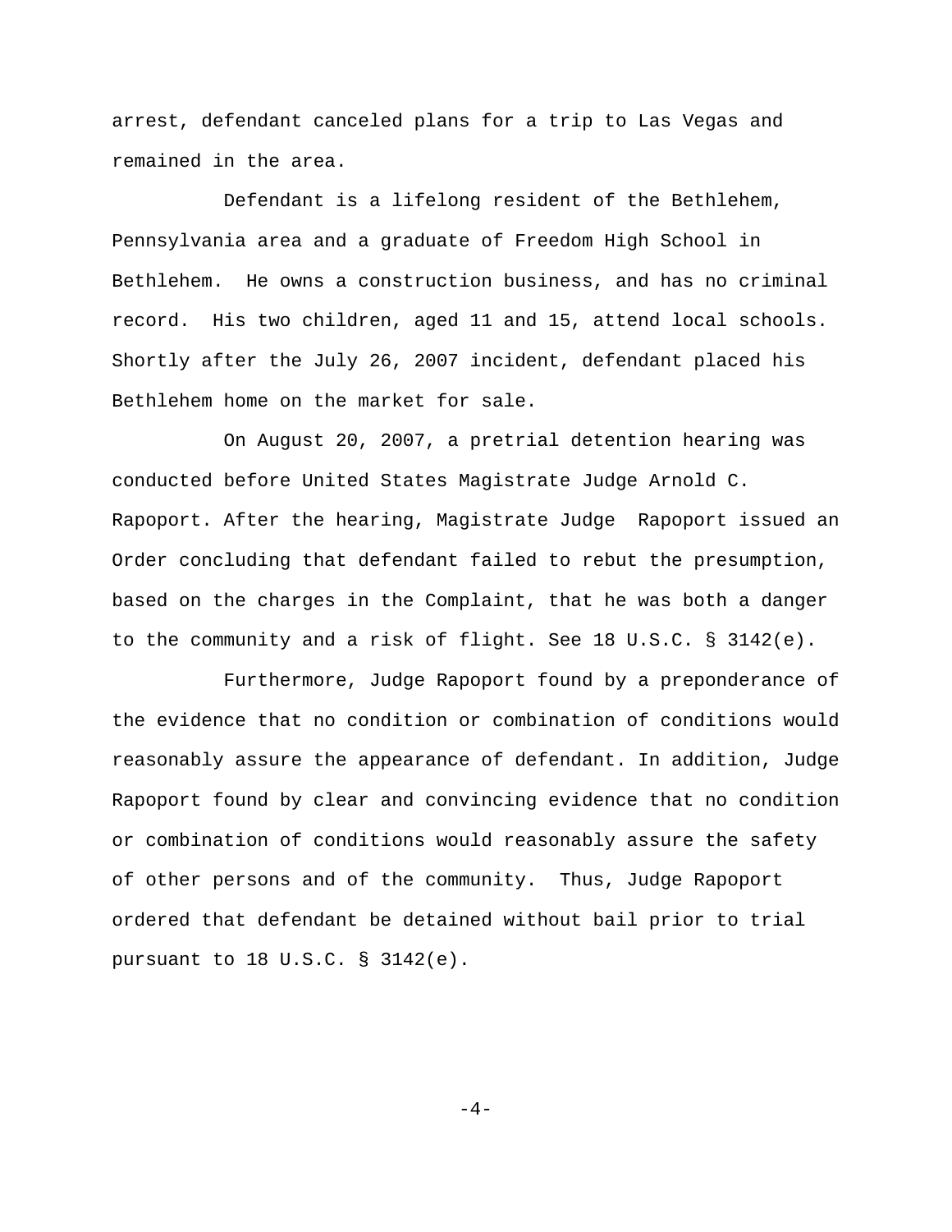arrest, defendant canceled plans for a trip to Las Vegas and remained in the area.

Defendant is a lifelong resident of the Bethlehem, Pennsylvania area and a graduate of Freedom High School in Bethlehem. He owns a construction business, and has no criminal record. His two children, aged 11 and 15, attend local schools. Shortly after the July 26, 2007 incident, defendant placed his Bethlehem home on the market for sale.

On August 20, 2007, a pretrial detention hearing was conducted before United States Magistrate Judge Arnold C. Rapoport. After the hearing, Magistrate Judge Rapoport issued an Order concluding that defendant failed to rebut the presumption, based on the charges in the Complaint, that he was both a danger to the community and a risk of flight. See 18 U.S.C. § 3142(e).

Furthermore, Judge Rapoport found by a preponderance of the evidence that no condition or combination of conditions would reasonably assure the appearance of defendant. In addition, Judge Rapoport found by clear and convincing evidence that no condition or combination of conditions would reasonably assure the safety of other persons and of the community. Thus, Judge Rapoport ordered that defendant be detained without bail prior to trial pursuant to 18 U.S.C. § 3142(e).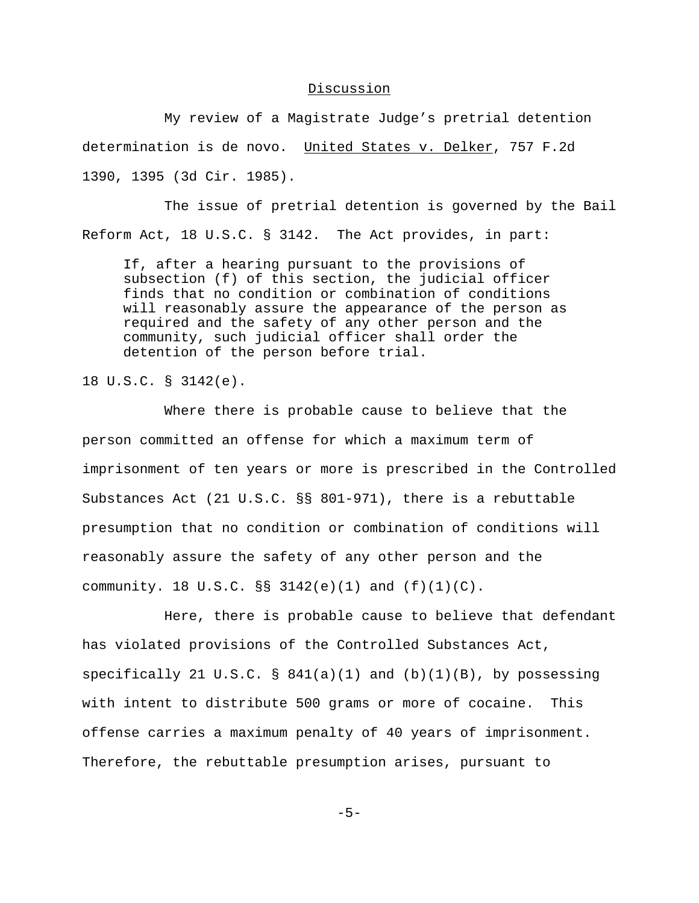## Discussion

My review of a Magistrate Judge's pretrial detention determination is de novo. United States v. Delker, 757 F.2d 1390, 1395 (3d Cir. 1985).

The issue of pretrial detention is governed by the Bail Reform Act, 18 U.S.C. § 3142. The Act provides, in part:

> If, after a hearing pursuant to the provisions of subsection (f) of this section, the judicial officer finds that no condition or combination of conditions will reasonably assure the appearance of the person as required and the safety of any other person and the community, such judicial officer shall order the detention of the person before trial.

18 U.S.C. § 3142(e).

Where there is probable cause to believe that the person committed an offense for which a maximum term of imprisonment of ten years or more is prescribed in the Controlled Substances Act (21 U.S.C. §§ 801-971), there is a rebuttable presumption that no condition or combination of conditions will reasonably assure the safety of any other person and the community. 18 U.S.C. §§ 3142(e)(1) and (f)(1)(C).

Here, there is probable cause to believe that defendant has violated provisions of the Controlled Substances Act, specifically 21 U.S.C. § 841(a)(1) and (b)(1)(B), by possessing with intent to distribute 500 grams or more of cocaine. This offense carries a maximum penalty of 40 years of imprisonment. Therefore, the rebuttable presumption arises, pursuant to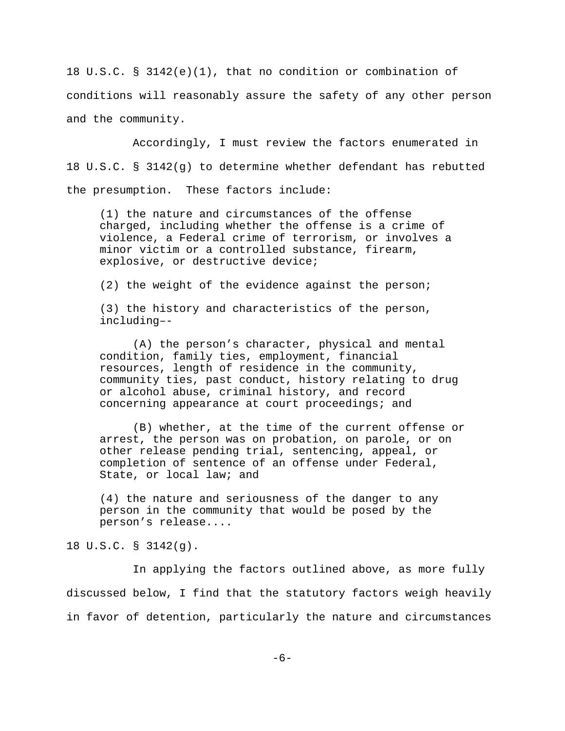18 U.S.C. § 3142(e)(1), that no condition or combination of conditions will reasonably assure the safety of any other person and the community.

Accordingly, I must review the factors enumerated in 18 U.S.C. § 3142(g) to determine whether defendant has rebutted the presumption. These factors include:

> (1) the nature and circumstances of the offense charged, including whether the offense is a crime of violence, a Federal crime of terrorism, or involves a minor victim or a controlled substance, firearm, explosive, or destructive device;
>
> (2) the weight of the evidence against the person;
>
> (3) the history and characteristics of the person, including––
>
> (A) the person's character, physical and mental condition, family ties, employment, financial resources, length of residence in the community, community ties, past conduct, history relating to drug or alcohol abuse, criminal history, and record concerning appearance at court proceedings; and
>
> (B) whether, at the time of the current offense or arrest, the person was on probation, on parole, or on other release pending trial, sentencing, appeal, or completion of sentence of an offense under Federal, State, or local law; and
>
> (4) the nature and seriousness of the danger to any person in the community that would be posed by the person's release....

18 U.S.C. § 3142(g).

In applying the factors outlined above, as more fully discussed below, I find that the statutory factors weigh heavily in favor of detention, particularly the nature and circumstances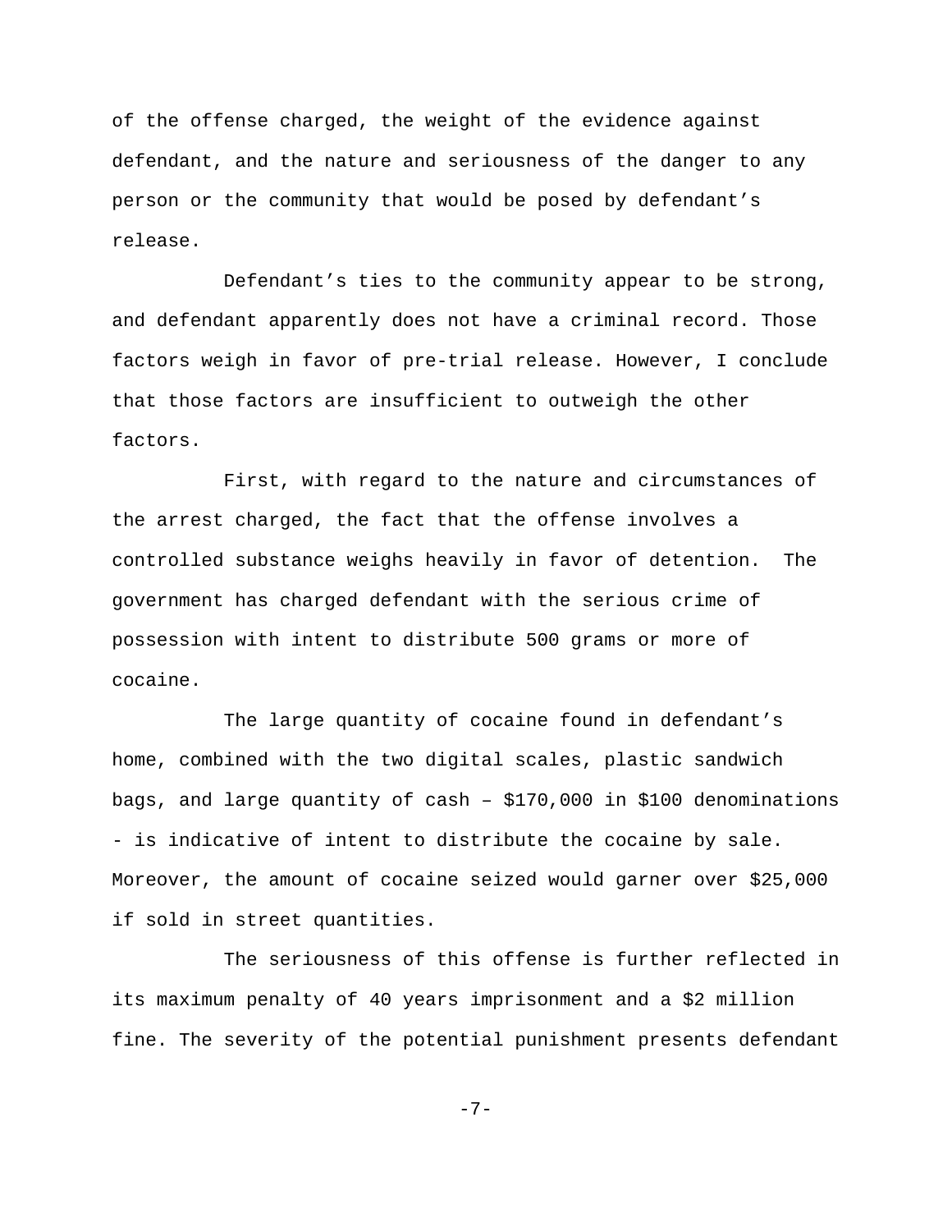of the offense charged, the weight of the evidence against defendant, and the nature and seriousness of the danger to any person or the community that would be posed by defendant's release.

Defendant's ties to the community appear to be strong, and defendant apparently does not have a criminal record. Those factors weigh in favor of pre-trial release. However, I conclude that those factors are insufficient to outweigh the other factors.

First, with regard to the nature and circumstances of the arrest charged, the fact that the offense involves a controlled substance weighs heavily in favor of detention. The government has charged defendant with the serious crime of possession with intent to distribute 500 grams or more of cocaine.

The large quantity of cocaine found in defendant's home, combined with the two digital scales, plastic sandwich bags, and large quantity of cash – $170,000 in $100 denominations - is indicative of intent to distribute the cocaine by sale. Moreover, the amount of cocaine seized would garner over $25,000 if sold in street quantities.

The seriousness of this offense is further reflected in its maximum penalty of 40 years imprisonment and a $2 million fine. The severity of the potential punishment presents defendant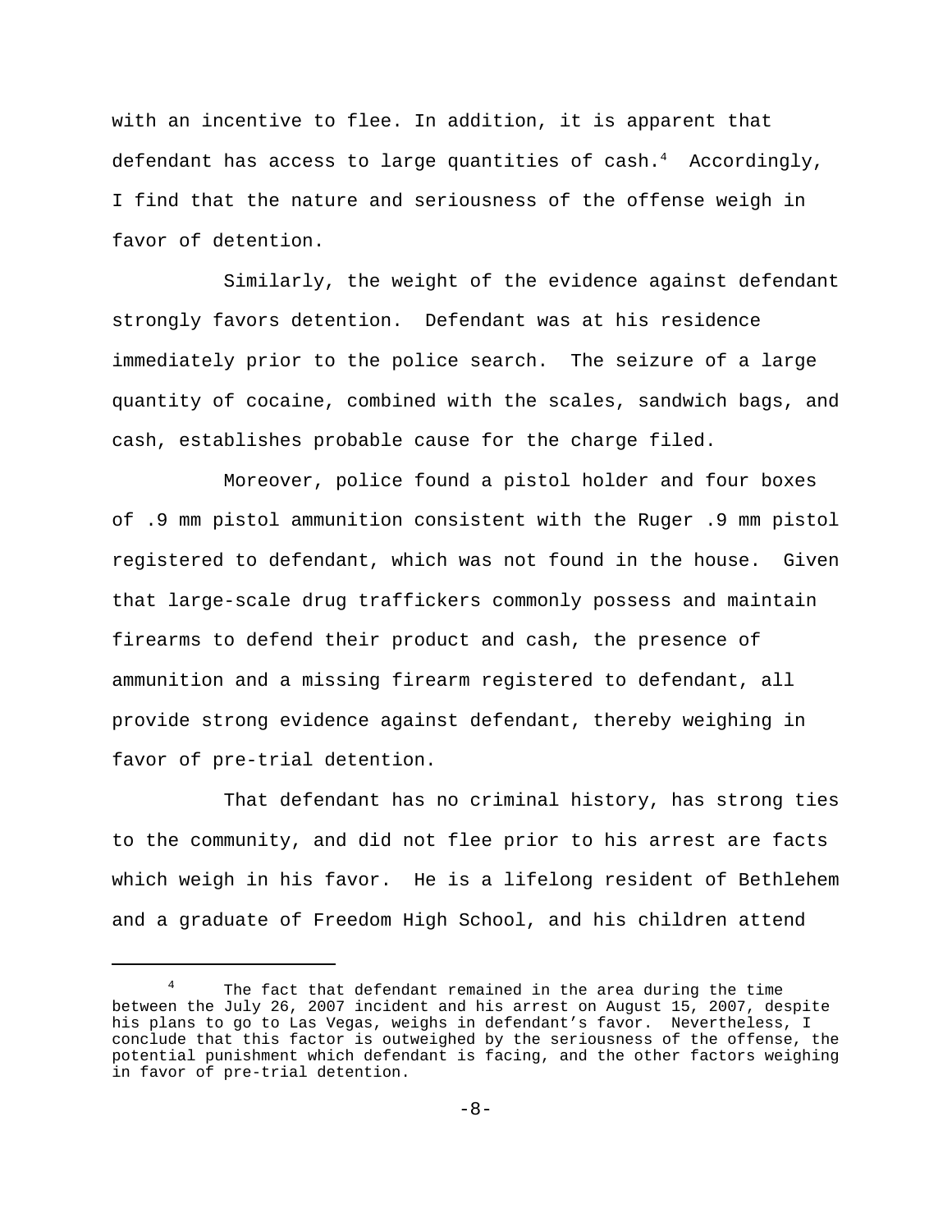with an incentive to flee. In addition, it is apparent that defendant has access to large quantities of cash.[4] Accordingly, I find that the nature and seriousness of the offense weigh in favor of detention.

Similarly, the weight of the evidence against defendant strongly favors detention. Defendant was at his residence immediately prior to the police search. The seizure of a large quantity of cocaine, combined with the scales, sandwich bags, and cash, establishes probable cause for the charge filed.

Moreover, police found a pistol holder and four boxes of .9 mm pistol ammunition consistent with the Ruger .9 mm pistol registered to defendant, which was not found in the house. Given that large-scale drug traffickers commonly possess and maintain firearms to defend their product and cash, the presence of ammunition and a missing firearm registered to defendant, all provide strong evidence against defendant, thereby weighing in favor of pre-trial detention.

That defendant has no criminal history, has strong ties to the community, and did not flee prior to his arrest are facts which weigh in his favor. He is a lifelong resident of Bethlehem and a graduate of Freedom High School, and his children attend

---

[4] The fact that defendant remained in the area during the time between the July 26, 2007 incident and his arrest on August 15, 2007, despite his plans to go to Las Vegas, weighs in defendant's favor. Nevertheless, I conclude that this factor is outweighed by the seriousness of the offense, the potential punishment which defendant is facing, and the other factors weighing in favor of pre-trial detention.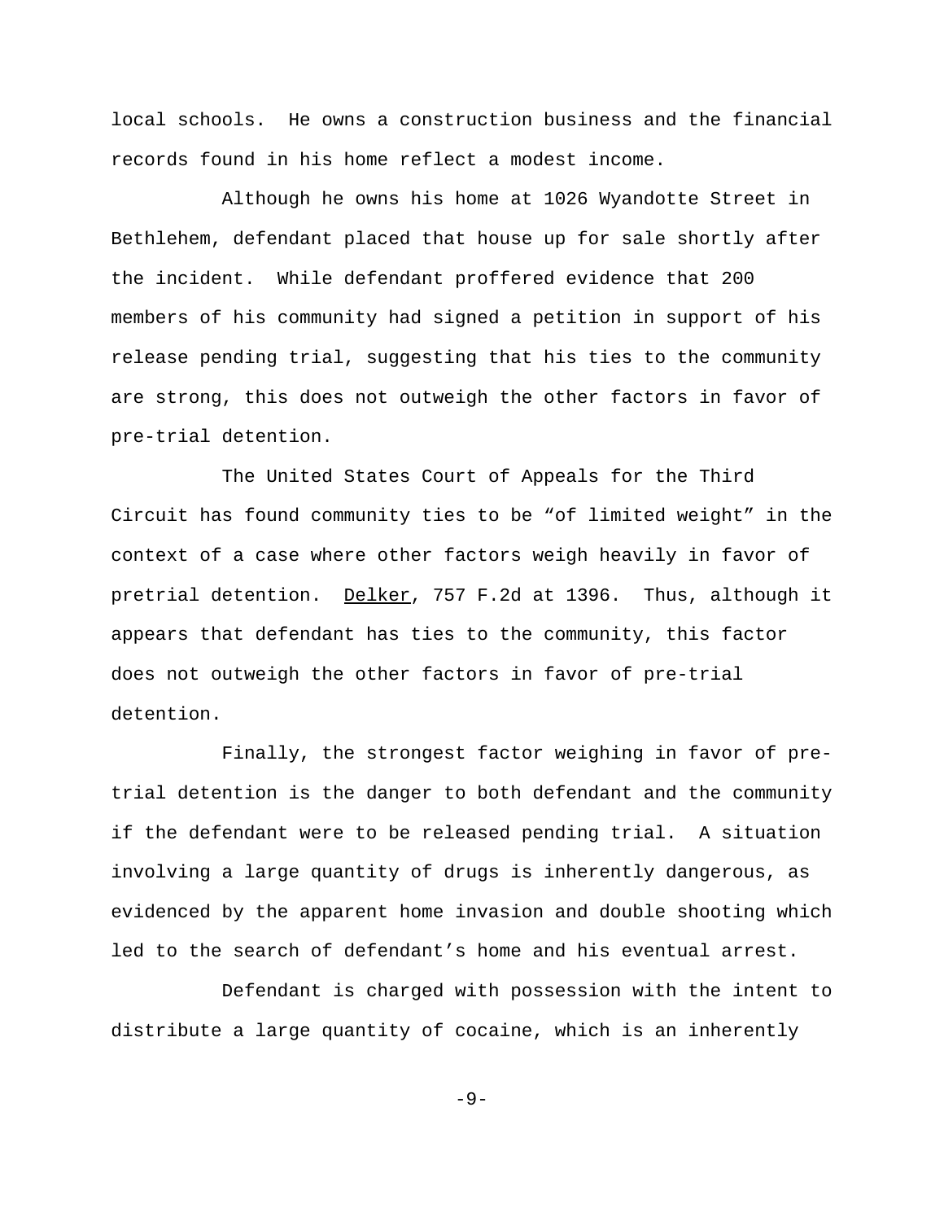local schools. He owns a construction business and the financial records found in his home reflect a modest income.

Although he owns his home at 1026 Wyandotte Street in Bethlehem, defendant placed that house up for sale shortly after the incident. While defendant proffered evidence that 200 members of his community had signed a petition in support of his release pending trial, suggesting that his ties to the community are strong, this does not outweigh the other factors in favor of pre-trial detention.

The United States Court of Appeals for the Third Circuit has found community ties to be "of limited weight" in the context of a case where other factors weigh heavily in favor of pretrial detention. Delker, 757 F.2d at 1396. Thus, although it appears that defendant has ties to the community, this factor does not outweigh the other factors in favor of pre-trial detention.

Finally, the strongest factor weighing in favor of pre-trial detention is the danger to both defendant and the community if the defendant were to be released pending trial. A situation involving a large quantity of drugs is inherently dangerous, as evidenced by the apparent home invasion and double shooting which led to the search of defendant's home and his eventual arrest.

Defendant is charged with possession with the intent to distribute a large quantity of cocaine, which is an inherently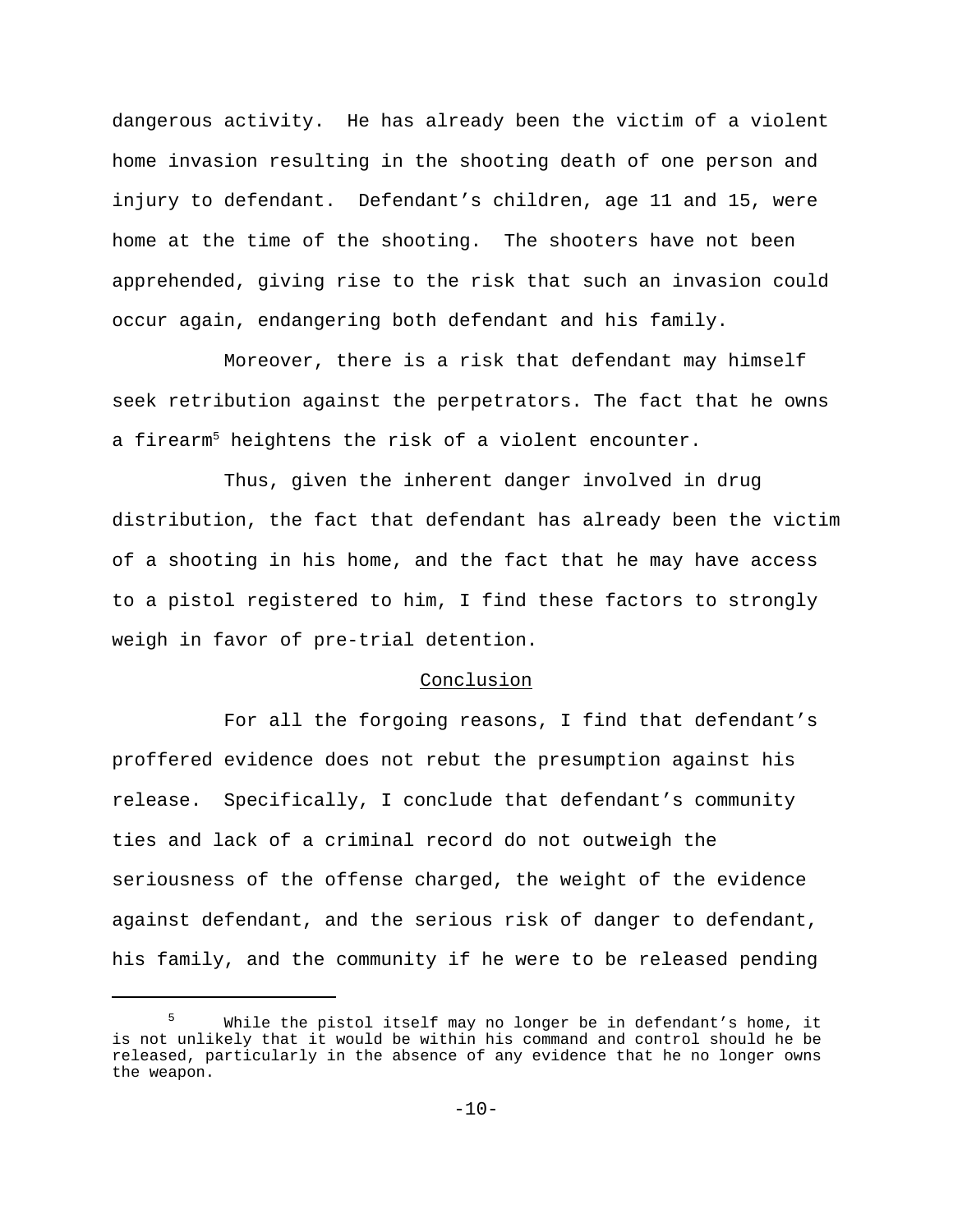dangerous activity. He has already been the victim of a violent home invasion resulting in the shooting death of one person and injury to defendant. Defendant's children, age 11 and 15, were home at the time of the shooting. The shooters have not been apprehended, giving rise to the risk that such an invasion could occur again, endangering both defendant and his family.

Moreover, there is a risk that defendant may himself seek retribution against the perpetrators. The fact that he owns a firearm[5] heightens the risk of a violent encounter.

Thus, given the inherent danger involved in drug distribution, the fact that defendant has already been the victim of a shooting in his home, and the fact that he may have access to a pistol registered to him, I find these factors to strongly weigh in favor of pre-trial detention.

## Conclusion

For all the forgoing reasons, I find that defendant's proffered evidence does not rebut the presumption against his release. Specifically, I conclude that defendant's community ties and lack of a criminal record do not outweigh the seriousness of the offense charged, the weight of the evidence against defendant, and the serious risk of danger to defendant, his family, and the community if he were to be released pending

---

[5] While the pistol itself may no longer be in defendant's home, it is not unlikely that it would be within his command and control should he be released, particularly in the absence of any evidence that he no longer owns the weapon.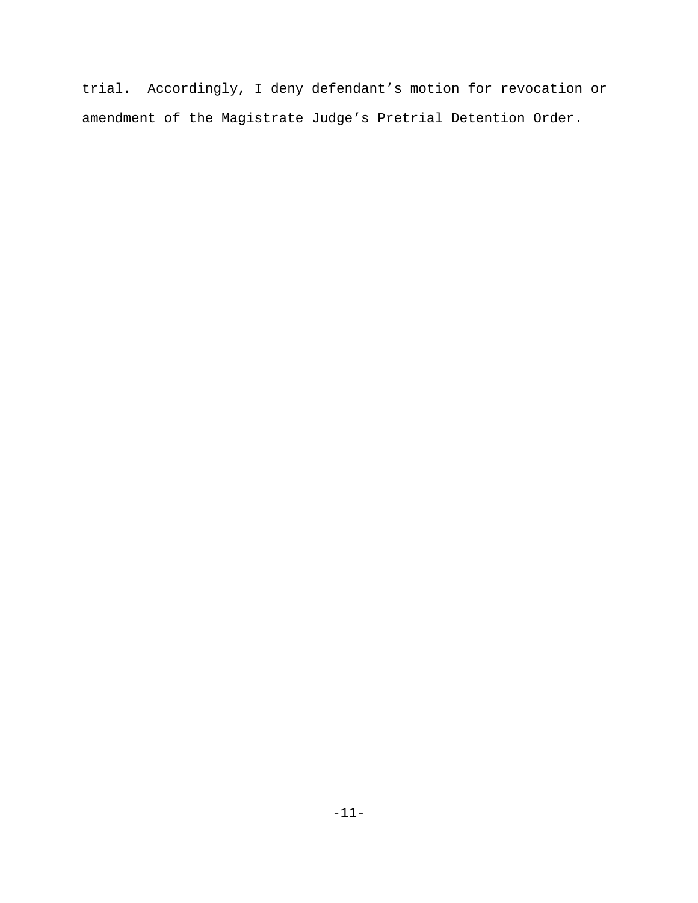trial. Accordingly, I deny defendant's motion for revocation or amendment of the Magistrate Judge's Pretrial Detention Order.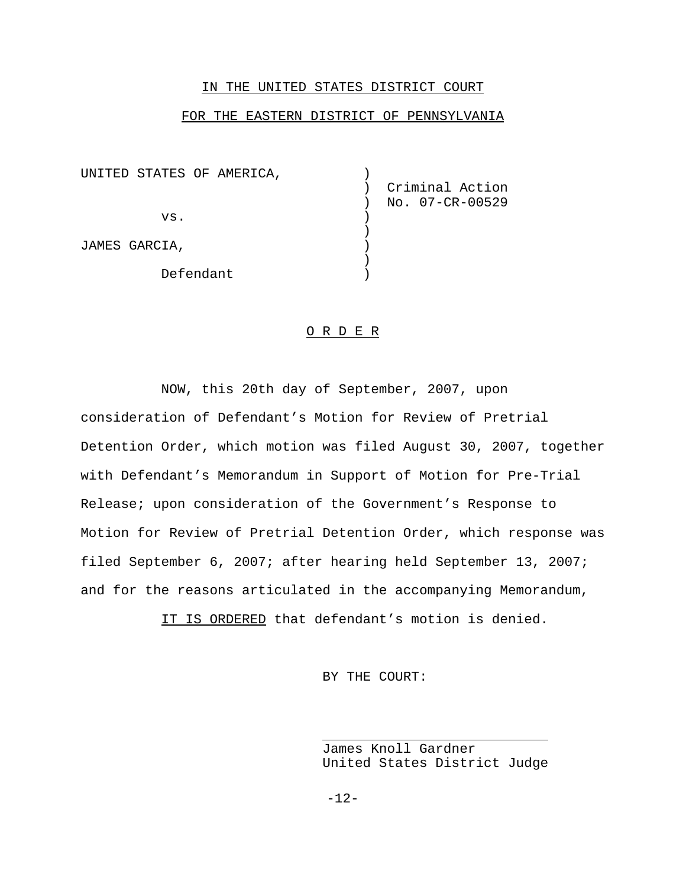IN THE UNITED STATES DISTRICT COURT

FOR THE EASTERN DISTRICT OF PENNSYLVANIA

| | |
|---|---|
| UNITED STATES OF AMERICA, | Criminal Action No. 07-CR-00529 |
| vs. | |
| JAMES GARCIA, | |
| Defendant | |

O R D E R

NOW, this 20th day of September, 2007, upon consideration of Defendant's Motion for Review of Pretrial Detention Order, which motion was filed August 30, 2007, together with Defendant's Memorandum in Support of Motion for Pre-Trial Release; upon consideration of the Government's Response to Motion for Review of Pretrial Detention Order, which response was filed September 6, 2007; after hearing held September 13, 2007; and for the reasons articulated in the accompanying Memorandum,

IT IS ORDERED that defendant's motion is denied.

BY THE COURT:

James Knoll Gardner
United States District Judge